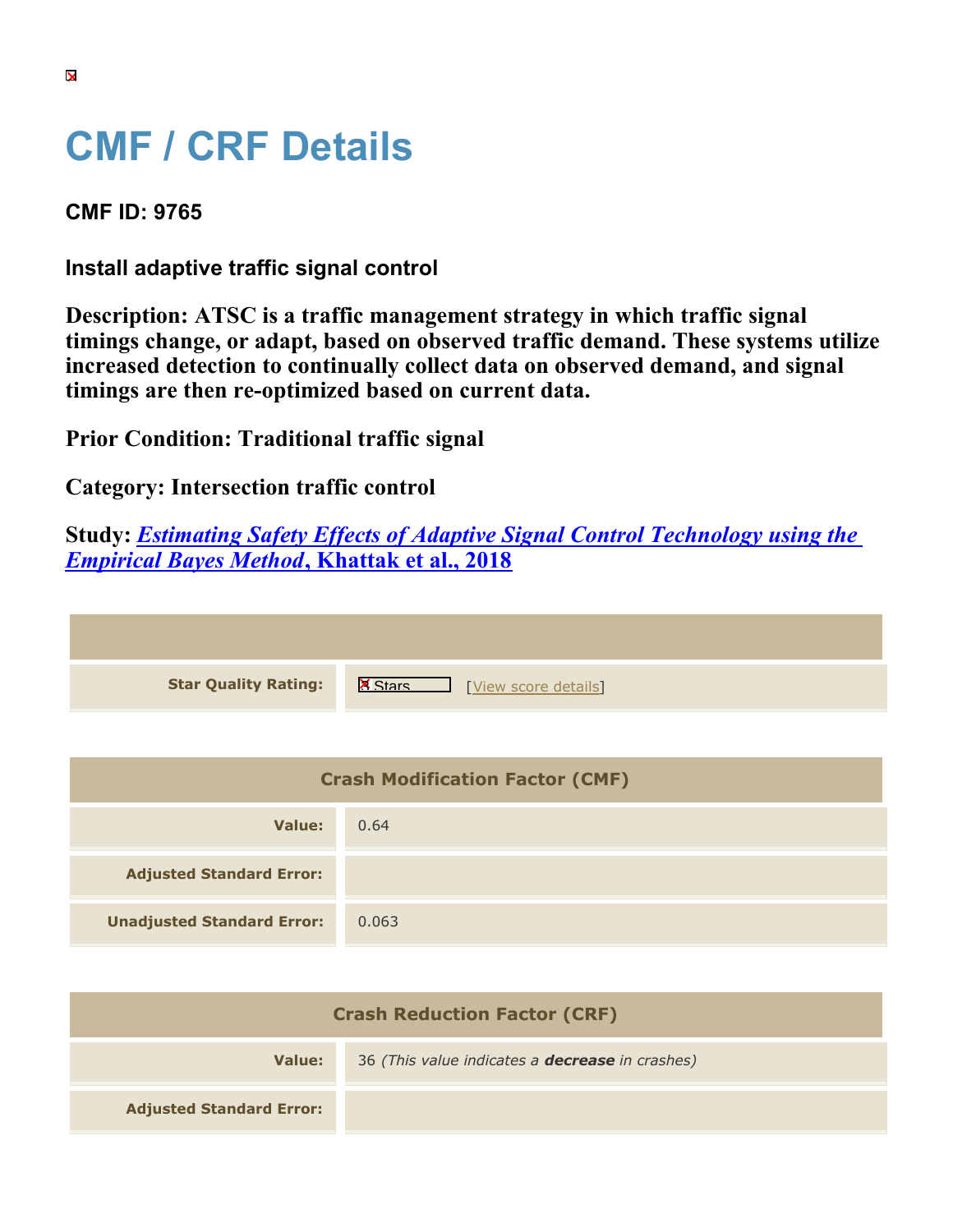# CMF / CRF Details

## CMF ID: 9765

### Install adaptive traffic signal control

**Description: ATSC is a traffic management strategy in which traffic signal timings change, or adapt, based on observed traffic demand. These systems utilize increased detection to continually collect data on observed demand, and signal timings are then re-optimized based on current data.**

**Prior Condition: Traditional traffic signal**

**Category: Intersection traffic control**

**Study: *Estimating Safety Effects of Adaptive Signal Control Technology using the Empirical Bayes Method*, Khattak et al., 2018**

| | |
|---|---|
| **Star Quality Rating:** | Stars [View score details] |

| Crash Modification Factor (CMF) | |
|---|---|
| **Value:** | 0.64 |
| **Adjusted Standard Error:** | |
| **Unadjusted Standard Error:** | 0.063 |

| Crash Reduction Factor (CRF) | |
|---|---|
| **Value:** | 36 *(This value indicates a **decrease** in crashes)* |
| **Adjusted Standard Error:** | |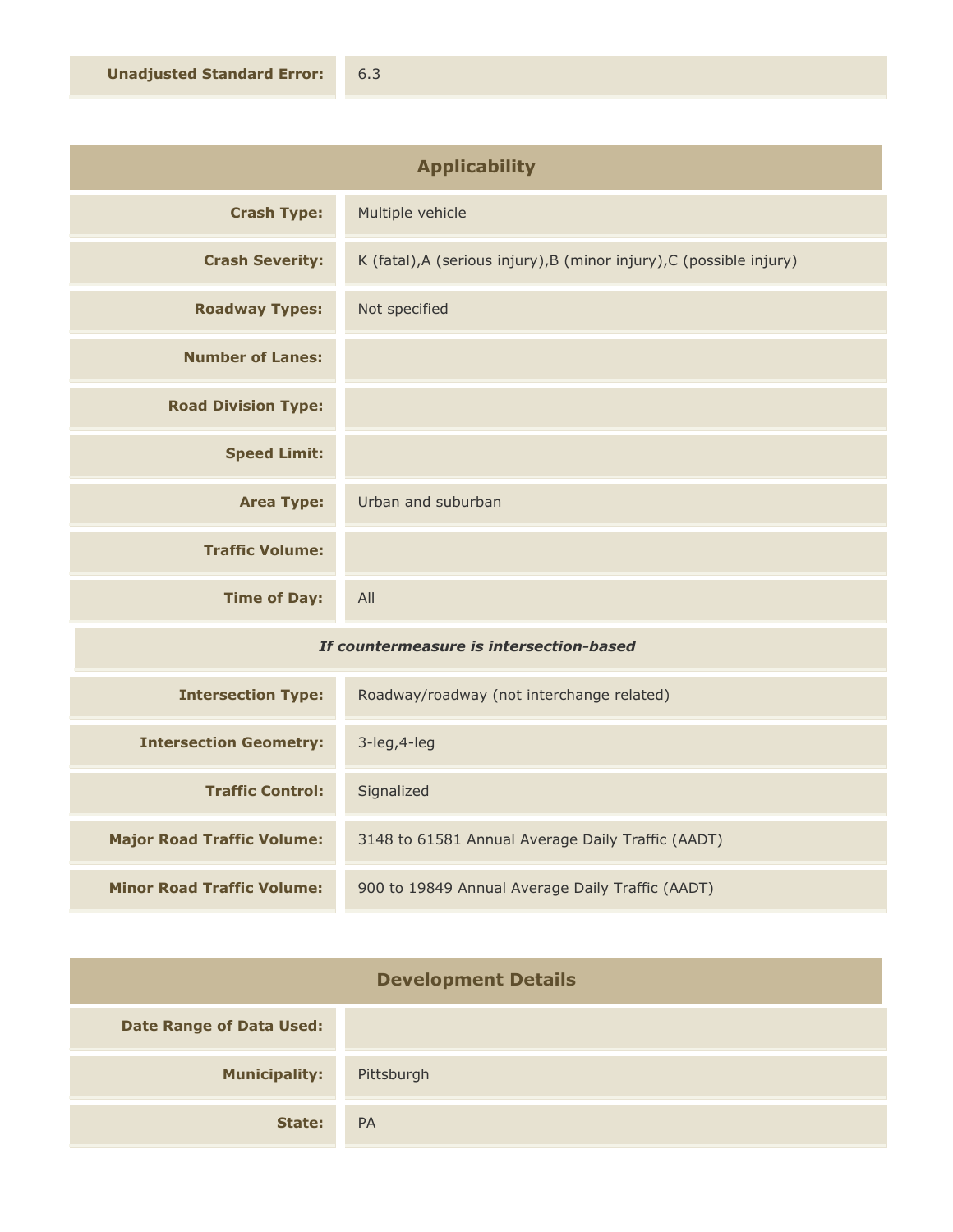| | |
|---|---|
| **Unadjusted Standard Error:** | 6.3 |

## Applicability

| | |
|---|---|
| **Crash Type:** | Multiple vehicle |
| **Crash Severity:** | K (fatal),A (serious injury),B (minor injury),C (possible injury) |
| **Roadway Types:** | Not specified |
| **Number of Lanes:** | |
| **Road Division Type:** | |
| **Speed Limit:** | |
| **Area Type:** | Urban and suburban |
| **Traffic Volume:** | |
| **Time of Day:** | All |

*If countermeasure is intersection-based*

| | |
|---|---|
| **Intersection Type:** | Roadway/roadway (not interchange related) |
| **Intersection Geometry:** | 3-leg,4-leg |
| **Traffic Control:** | Signalized |
| **Major Road Traffic Volume:** | 3148 to 61581 Annual Average Daily Traffic (AADT) |
| **Minor Road Traffic Volume:** | 900 to 19849 Annual Average Daily Traffic (AADT) |

## Development Details

| | |
|---|---|
| **Date Range of Data Used:** | |
| **Municipality:** | Pittsburgh |
| **State:** | PA |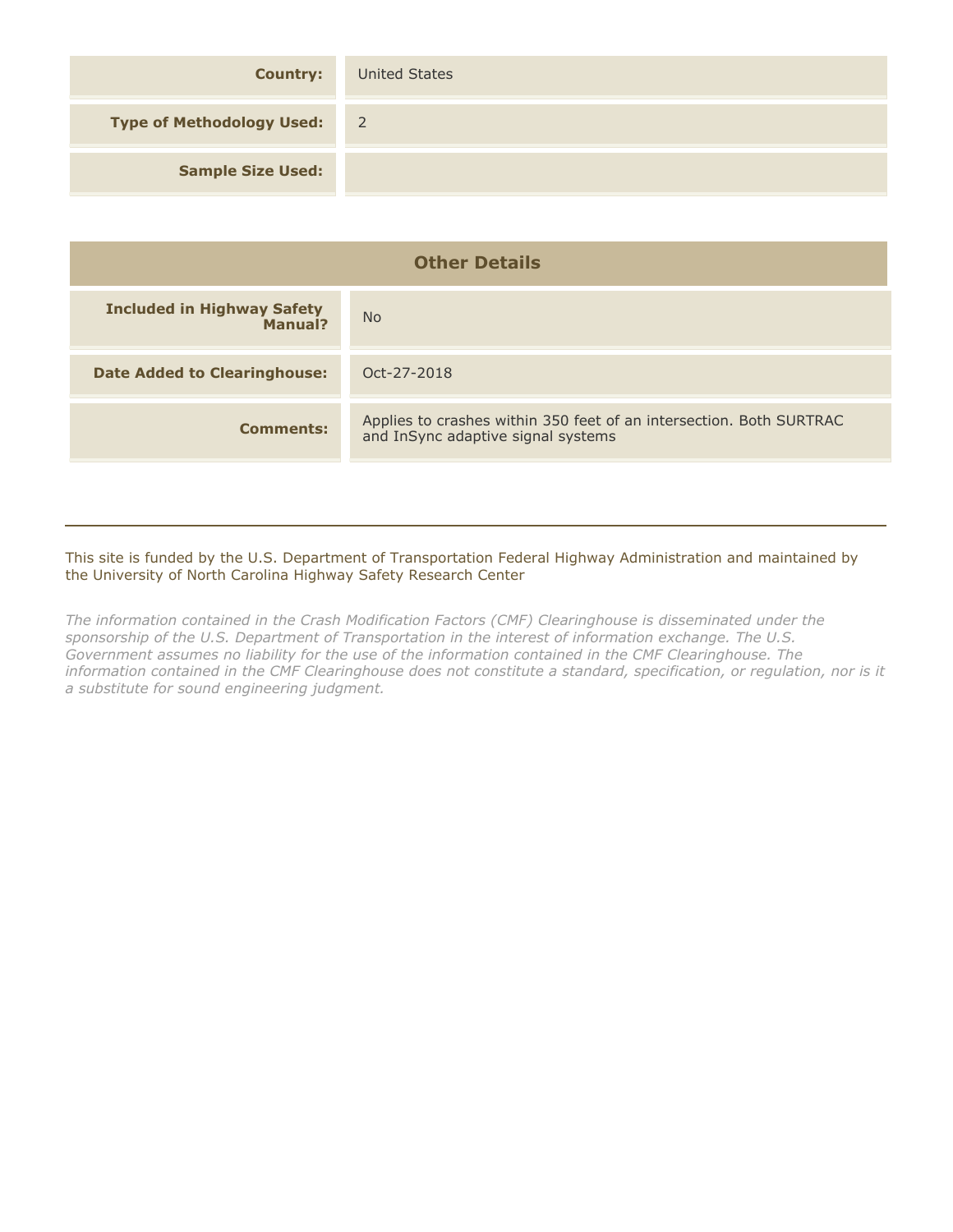| | |
|---|---|
| **Country:** | United States |
| **Type of Methodology Used:** | 2 |
| **Sample Size Used:** | |

## Other Details

| | |
|---|---|
| **Included in Highway Safety Manual?** | No |
| **Date Added to Clearinghouse:** | Oct-27-2018 |
| **Comments:** | Applies to crashes within 350 feet of an intersection. Both SURTRAC and InSync adaptive signal systems |

---

This site is funded by the U.S. Department of Transportation Federal Highway Administration and maintained by the University of North Carolina Highway Safety Research Center

*The information contained in the Crash Modification Factors (CMF) Clearinghouse is disseminated under the sponsorship of the U.S. Department of Transportation in the interest of information exchange. The U.S. Government assumes no liability for the use of the information contained in the CMF Clearinghouse. The information contained in the CMF Clearinghouse does not constitute a standard, specification, or regulation, nor is it a substitute for sound engineering judgment.*